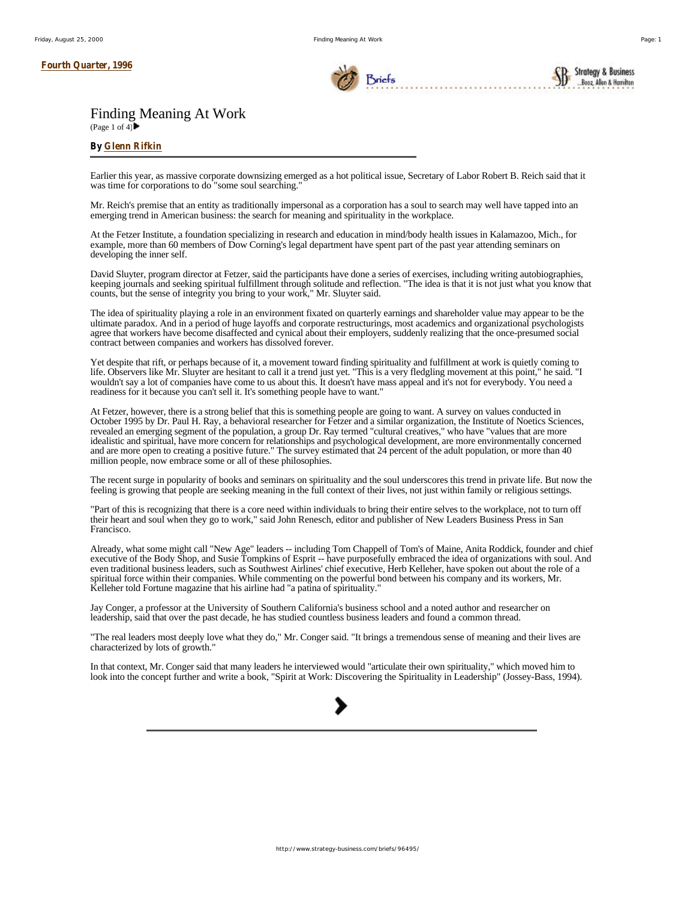Fourth Quarter, 1996

# Finding Meaning At Work

(Page 1 of 4)

**By Glenn Rifkin**

Earlier this year, as massive corporate downsizing emerged as a hot political issue, Secretary of Labor Robert B. Reich said that it was time for corporations to do "some soul searching."

Mr. Reich's premise that an entity as traditionally impersonal as a corporation has a soul to search may well have tapped into an emerging trend in American business: the search for meaning and spirituality in the workplace.

At the Fetzer Institute, a foundation specializing in research and education in mind/body health issues in Kalamazoo, Mich., for example, more than 60 members of Dow Corning's legal department have spent part of the past year attending seminars on developing the inner self.

David Sluyter, program director at Fetzer, said the participants have done a series of exercises, including writing autobiographies, keeping journals and seeking spiritual fulfillment through solitude and reflection. "The idea is that it is not just what you know that counts, but the sense of integrity you bring to your work," Mr. Sluyter said.

The idea of spirituality playing a role in an environment fixated on quarterly earnings and shareholder value may appear to be the ultimate paradox. And in a period of huge layoffs and corporate restructurings, most academics and organizational psychologists agree that workers have become disaffected and cynical about their employers, suddenly realizing that the once-presumed social contract between companies and workers has dissolved forever.

Yet despite that rift, or perhaps because of it, a movement toward finding spirituality and fulfillment at work is quietly coming to life. Observers like Mr. Sluyter are hesitant to call it a trend just yet. "This is a very fledgling movement at this point," he said. "I wouldn't say a lot of companies have come to us about this. It doesn't have mass appeal and it's not for everybody. You need a readiness for it because you can't sell it. It's something people have to want."

At Fetzer, however, there is a strong belief that this is something people are going to want. A survey on values conducted in October 1995 by Dr. Paul H. Ray, a behavioral researcher for Fetzer and a similar organization, the Institute of Noetics Sciences, revealed an emerging segment of the population, a group Dr. Ray termed "cultural creatives," who have "values that are more idealistic and spiritual, have more concern for relationships and psychological development, are more environmentally concerned and are more open to creating a positive future." The survey estimated that 24 percent of the adult population, or more than 40 million people, now embrace some or all of these philosophies.

The recent surge in popularity of books and seminars on spirituality and the soul underscores this trend in private life. But now the feeling is growing that people are seeking meaning in the full context of their lives, not just within family or religious settings.

"Part of this is recognizing that there is a core need within individuals to bring their entire selves to the workplace, not to turn off their heart and soul when they go to work," said John Renesch, editor and publisher of New Leaders Business Press in San Francisco.

Already, what some might call "New Age" leaders -- including Tom Chappell of Tom's of Maine, Anita Roddick, founder and chief executive of the Body Shop, and Susie Tompkins of Esprit -- have purposefully embraced the idea of organizations with soul. And even traditional business leaders, such as Southwest Airlines' chief executive, Herb Kelleher, have spoken out about the role of a spiritual force within their companies. While commenting on the powerful bond between his company and its workers, Mr. Kelleher told Fortune magazine that his airline had "a patina of spirituality."

Jay Conger, a professor at the University of Southern California's business school and a noted author and researcher on leadership, said that over the past decade, he has studied countless business leaders and found a common thread.

"The real leaders most deeply love what they do," Mr. Conger said. "It brings a tremendous sense of meaning and their lives are characterized by lots of growth."

In that context, Mr. Conger said that many leaders he interviewed would "articulate their own spirituality," which moved him to look into the concept further and write a book, "Spirit at Work: Discovering the Spirituality in Leadership" (Jossey-Bass, 1994).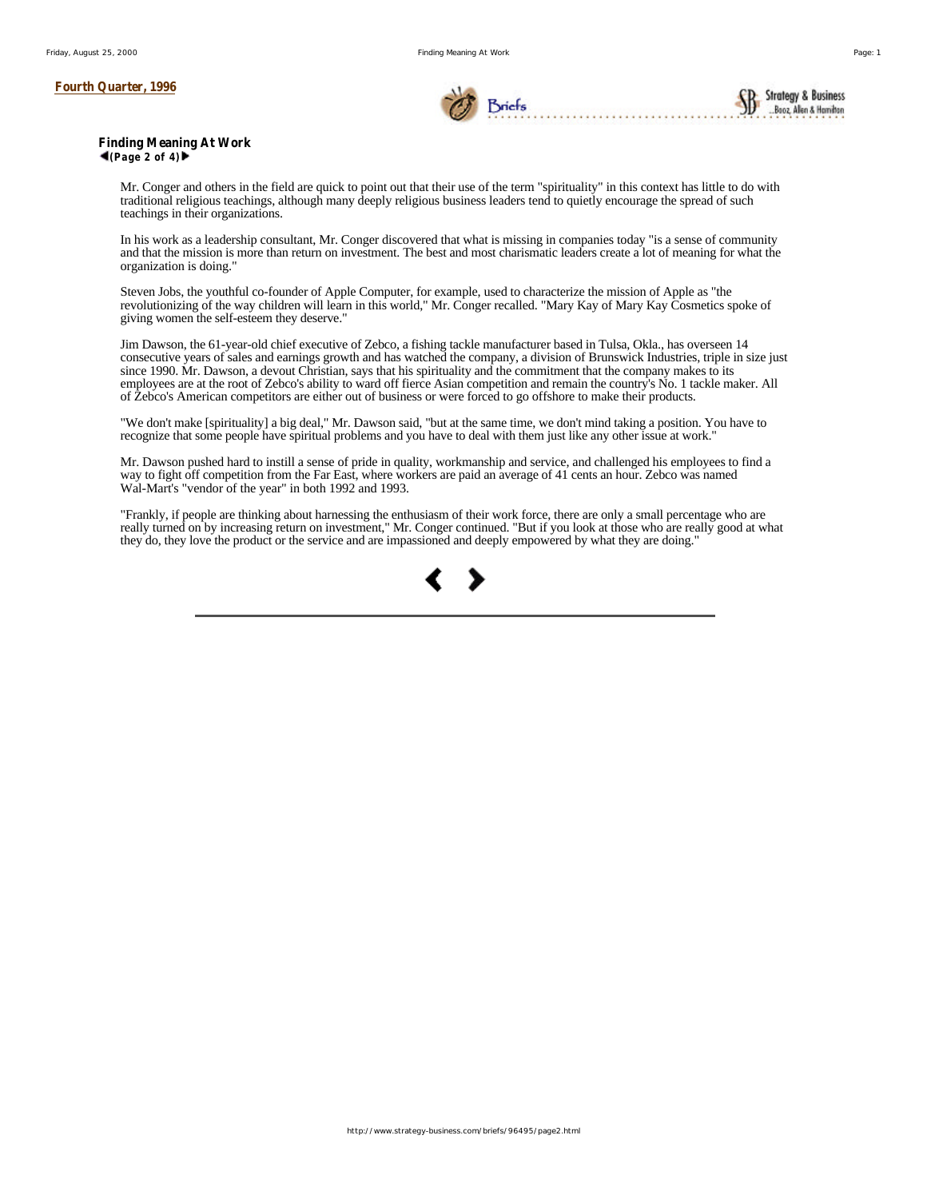**Fourth Quarter, 1996**

**Finding Meaning At Work**
**(Page 2 of 4)**

Mr. Conger and others in the field are quick to point out that their use of the term "spirituality" in this context has little to do with traditional religious teachings, although many deeply religious business leaders tend to quietly encourage the spread of such teachings in their organizations.

In his work as a leadership consultant, Mr. Conger discovered that what is missing in companies today "is a sense of community and that the mission is more than return on investment. The best and most charismatic leaders create a lot of meaning for what the organization is doing."

Steven Jobs, the youthful co-founder of Apple Computer, for example, used to characterize the mission of Apple as "the revolutionizing of the way children will learn in this world," Mr. Conger recalled. "Mary Kay of Mary Kay Cosmetics spoke of giving women the self-esteem they deserve."

Jim Dawson, the 61-year-old chief executive of Zebco, a fishing tackle manufacturer based in Tulsa, Okla., has overseen 14 consecutive years of sales and earnings growth and has watched the company, a division of Brunswick Industries, triple in size just since 1990. Mr. Dawson, a devout Christian, says that his spirituality and the commitment that the company makes to its employees are at the root of Zebco's ability to ward off fierce Asian competition and remain the country's No. 1 tackle maker. All of Zebco's American competitors are either out of business or were forced to go offshore to make their products.

"We don't make [spirituality] a big deal," Mr. Dawson said, "but at the same time, we don't mind taking a position. You have to recognize that some people have spiritual problems and you have to deal with them just like any other issue at work."

Mr. Dawson pushed hard to instill a sense of pride in quality, workmanship and service, and challenged his employees to find a way to fight off competition from the Far East, where workers are paid an average of 41 cents an hour. Zebco was named Wal-Mart's "vendor of the year" in both 1992 and 1993.

"Frankly, if people are thinking about harnessing the enthusiasm of their work force, there are only a small percentage who are really turned on by increasing return on investment," Mr. Conger continued. "But if you look at those who are really good at what they do, they love the product or the service and are impassioned and deeply empowered by what they are doing."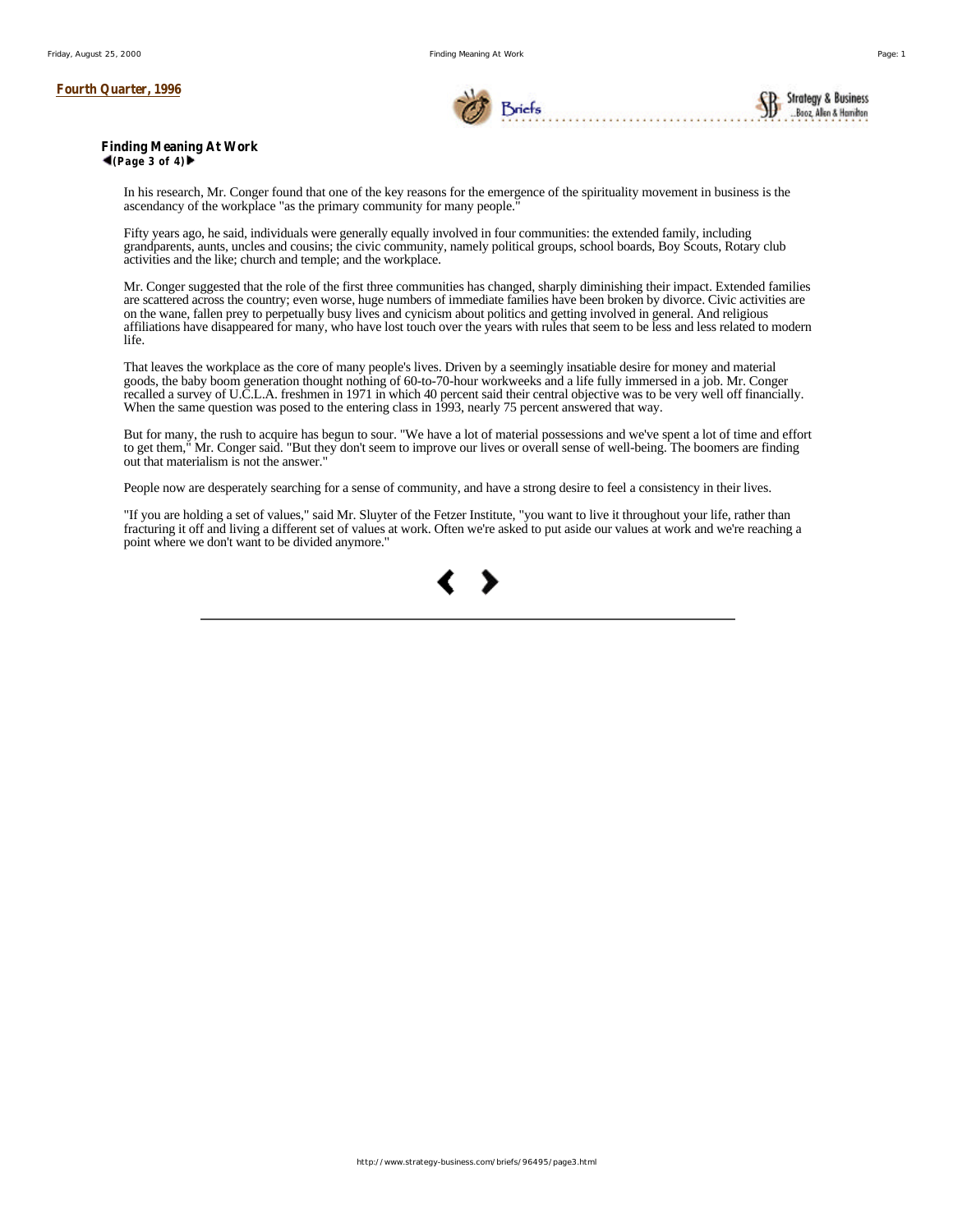**Fourth Quarter, 1996**

**Finding Meaning At Work**
**(Page 3 of 4)**

In his research, Mr. Conger found that one of the key reasons for the emergence of the spirituality movement in business is the ascendancy of the workplace "as the primary community for many people."

Fifty years ago, he said, individuals were generally equally involved in four communities: the extended family, including grandparents, aunts, uncles and cousins; the civic community, namely political groups, school boards, Boy Scouts, Rotary club activities and the like; church and temple; and the workplace.

Mr. Conger suggested that the role of the first three communities has changed, sharply diminishing their impact. Extended families are scattered across the country; even worse, huge numbers of immediate families have been broken by divorce. Civic activities are on the wane, fallen prey to perpetually busy lives and cynicism about politics and getting involved in general. And religious affiliations have disappeared for many, who have lost touch over the years with rules that seem to be less and less related to modern life.

That leaves the workplace as the core of many people's lives. Driven by a seemingly insatiable desire for money and material goods, the baby boom generation thought nothing of 60-to-70-hour workweeks and a life fully immersed in a job. Mr. Conger recalled a survey of U.C.L.A. freshmen in 1971 in which 40 percent said their central objective was to be very well off financially. When the same question was posed to the entering class in 1993, nearly 75 percent answered that way.

But for many, the rush to acquire has begun to sour. "We have a lot of material possessions and we've spent a lot of time and effort to get them," Mr. Conger said. "But they don't seem to improve our lives or overall sense of well-being. The boomers are finding out that materialism is not the answer."

People now are desperately searching for a sense of community, and have a strong desire to feel a consistency in their lives.

"If you are holding a set of values," said Mr. Sluyter of the Fetzer Institute, "you want to live it throughout your life, rather than fracturing it off and living a different set of values at work. Often we're asked to put aside our values at work and we're reaching a point where we don't want to be divided anymore."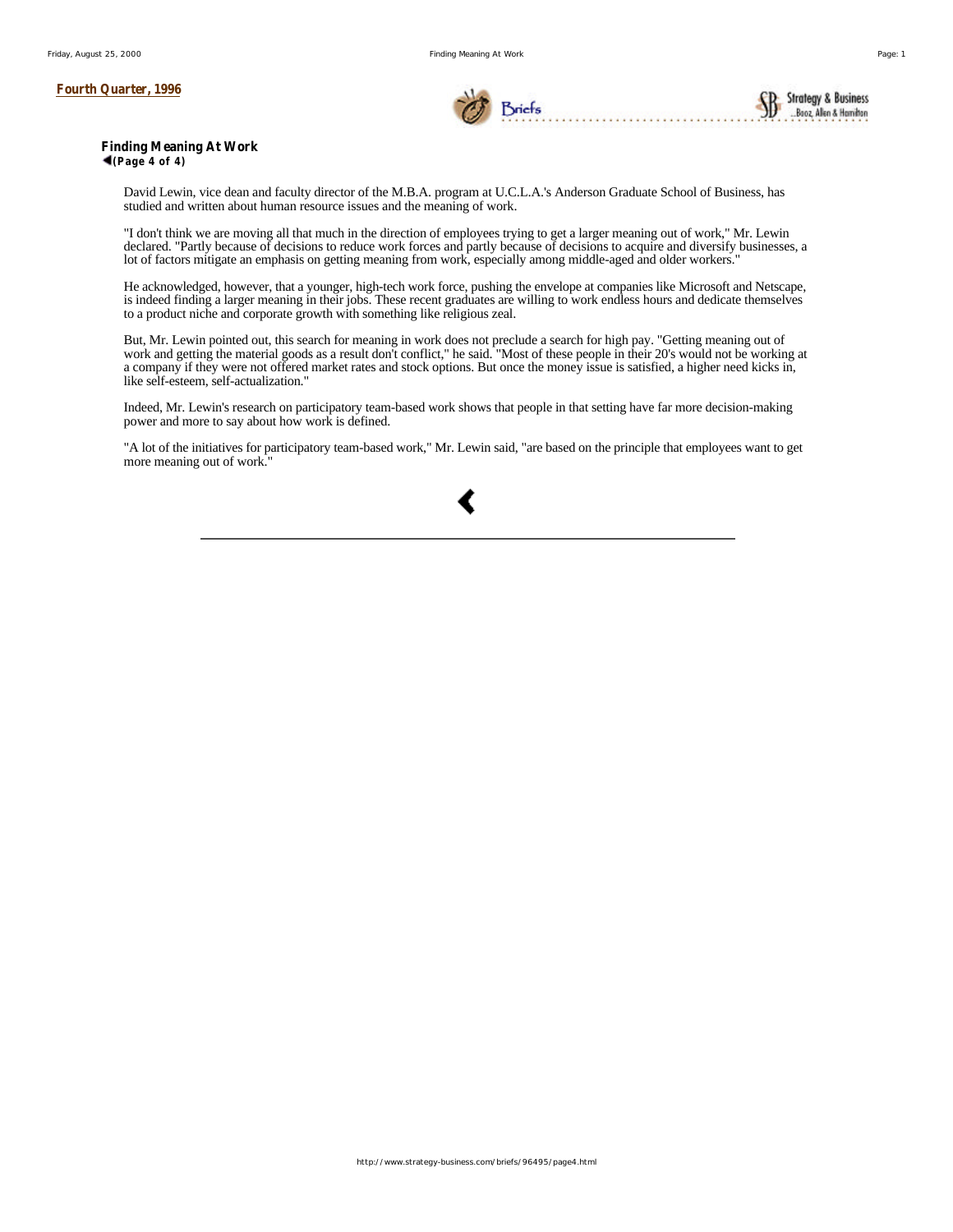Fourth Quarter, 1996

## Finding Meaning At Work

**(Page 4 of 4)**

David Lewin, vice dean and faculty director of the M.B.A. program at U.C.L.A.'s Anderson Graduate School of Business, has studied and written about human resource issues and the meaning of work.

"I don't think we are moving all that much in the direction of employees trying to get a larger meaning out of work," Mr. Lewin declared. "Partly because of decisions to reduce work forces and partly because of decisions to acquire and diversify businesses, a lot of factors mitigate an emphasis on getting meaning from work, especially among middle-aged and older workers."

He acknowledged, however, that a younger, high-tech work force, pushing the envelope at companies like Microsoft and Netscape, is indeed finding a larger meaning in their jobs. These recent graduates are willing to work endless hours and dedicate themselves to a product niche and corporate growth with something like religious zeal.

But, Mr. Lewin pointed out, this search for meaning in work does not preclude a search for high pay. "Getting meaning out of work and getting the material goods as a result don't conflict," he said. "Most of these people in their 20's would not be working at a company if they were not offered market rates and stock options. But once the money issue is satisfied, a higher need kicks in, like self-esteem, self-actualization."

Indeed, Mr. Lewin's research on participatory team-based work shows that people in that setting have far more decision-making power and more to say about how work is defined.

"A lot of the initiatives for participatory team-based work," Mr. Lewin said, "are based on the principle that employees want to get more meaning out of work."